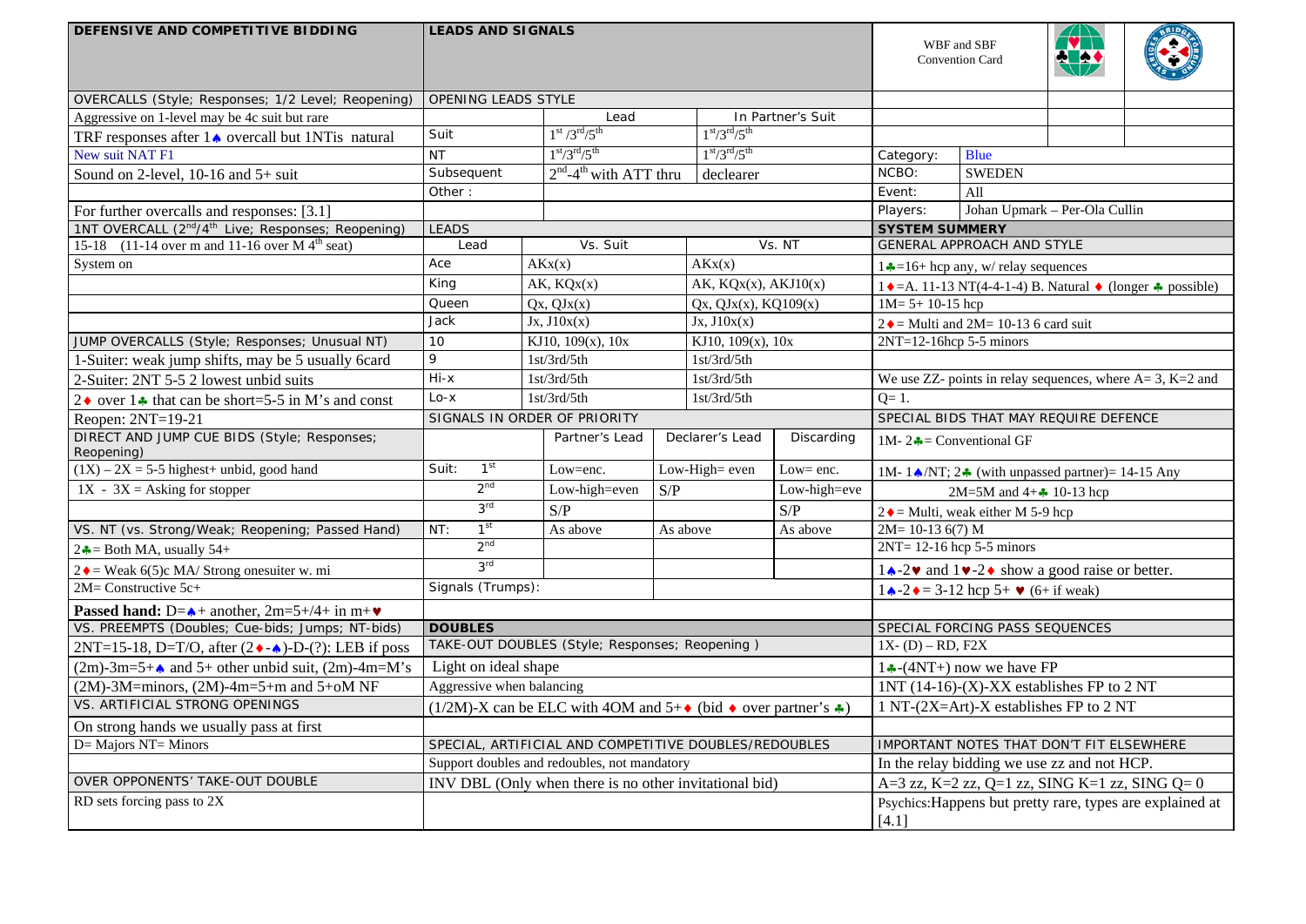## DEFENSIVE AND COMPETITIVE BIDDING

| OVERCALLS (Style; Responses; 1/2 Level; Reopening) |
|---|
| Aggressive on 1-level may be 4c suit but rare |
| TRF responses after 1♠ overcall but 1NTis natural |
| New suit NAT F1 |
| Sound on 2-level, 10-16 and 5+ suit |
| |
| For further overcalls and responses: [3.1] |

| 1NT OVERCALL (2nd/4th Live; Responses; Reopening) |
|---|
| 15-18 (11-14 over m and 11-16 over M 4th seat) |
| System on |

| JUMP OVERCALLS (Style; Responses; Unusual NT) |
|---|
| 1-Suiter: weak jump shifts, may be 5 usually 6card |
| 2-Suiter: 2NT 5-5 2 lowest unbid suits |
| 2♦ over 1♣ that can be short=5-5 in M's and const |
| Reopen: 2NT=19-21 |

| DIRECT AND JUMP CUE BIDS (Style; Responses; Reopening) |
|---|
| (1X) – 2X = 5-5 highest+ unbid, good hand |
| 1X - 3X = Asking for stopper |

| VS. NT (vs. Strong/Weak; Reopening; Passed Hand) |
|---|
| 2♣= Both MA, usually 54+ |
| 2♦= Weak 6(5)c MA/ Strong onesuiter w. mi |
| 2M= Constructive 5c+ |
| **Passed hand:** D=♠+ another, 2m=5+/4+ in m+♥ |

| VS. PREEMPTS (Doubles; Cue-bids; Jumps; NT-bids) |
|---|
| 2NT=15-18, D=T/O, after (2♦-♠)-D-(?): LEB if poss |
| (2m)-3m=5+♠ and 5+ other unbid suit, (2m)-4m=M's |
| (2M)-3M=minors, (2M)-4m=5+m and 5+oM NF |

| VS. ARTIFICIAL STRONG OPENINGS |
|---|
| On strong hands we usually pass at first |
| D= Majors NT= Minors |

| OVER OPPONENTS' TAKE-OUT DOUBLE |
|---|
| RD sets forcing pass to 2X |

## LEADS AND SIGNALS

**OPENING LEADS STYLE**

| | Lead | In Partner's Suit |
|---|---|---|
| Suit | 1st /3rd/5th | 1st/3rd/5th |
| NT | 1st/3rd/5th | 1st/3rd/5th |
| Subsequent | 2nd-4th with ATT thru | declearer |
| Other : | | |

**LEADS**

| Lead | Vs. Suit | Vs. NT |
|---|---|---|
| Ace | AKx(x) | AKx(x) |
| King | AK, KQx(x) | AK, KQx(x), AKJ10(x) |
| Queen | Qx, QJx(x) | Qx, QJx(x), KQ109(x) |
| Jack | Jx, J10x(x) | Jx, J10x(x) |
| 10 | KJ10, 109(x), 10x | KJ10, 109(x), 10x |
| 9 | 1st/3rd/5th | 1st/3rd/5th |
| Hi-x | 1st/3rd/5th | 1st/3rd/5th |
| Lo-x | 1st/3rd/5th | 1st/3rd/5th |

**SIGNALS IN ORDER OF PRIORITY**

| | | Partner's Lead | Declarer's Lead | Discarding |
|---|---|---|---|---|
| Suit: | 1st | Low=enc. | Low-High= even | Low= enc. |
| | 2nd | Low-high=even | S/P | Low-high=eve |
| | 3rd | S/P | | S/P |
| NT: | 1st | As above | As above | As above |
| | 2nd | | | |
| | 3rd | | | |
| Signals (Trumps): | | | | |

## DOUBLES

| TAKE-OUT DOUBLES (Style; Responses; Reopening ) |
|---|
| Light on ideal shape |
| Aggressive when balancing |
| (1/2M)-X can be ELC with 4OM and 5+♦ (bid ♦ over partner's ♣) |

| SPECIAL, ARTIFICIAL AND COMPETITIVE DOUBLES/REDOUBLES |
|---|
| Support doubles and redoubles, not mandatory |
| INV DBL (Only when there is no other invitational bid) |

## WBF and SBF Convention Card

| | |
|---|---|
| Category: | Blue |
| NCBO: | SWEDEN |
| Event: | All |
| Players: | Johan Upmark – Per-Ola Cullin |

| SYSTEM SUMMARY |
|---|
| GENERAL APPROACH AND STYLE |
| 1♣=16+ hcp any, w/ relay sequences |
| 1♦=A. 11-13 NT(4-4-1-4) B. Natural ♦ (longer ♣ possible) |
| 1M= 5+ 10-15 hcp |
| 2♦= Multi and 2M= 10-13 6 card suit |
| 2NT=12-16hcp 5-5 minors |
| |
| We use ZZ- points in relay sequences, where A= 3, K=2 and Q= 1. |

| SPECIAL BIDS THAT MAY REQUIRE DEFENCE |
|---|
| 1M- 2♣= Conventional GF |
| 1M- 1♠/NT; 2♣ (with unpassed partner)= 14-15 Any |
| 2M=5M and 4+♣ 10-13 hcp |
| 2♦= Multi, weak either M 5-9 hcp |
| 2M= 10-13 6(7) M |
| 2NT= 12-16 hcp 5-5 minors |
| 1♠-2♥ and 1♥-2♦ show a good raise or better. |
| 1♠-2♦= 3-12 hcp 5+ ♥ (6+ if weak) |

| SPECIAL FORCING PASS SEQUENCES |
|---|
| 1X- (D) – RD, F2X |
| 1♣-(4NT+) now we have FP |
| 1NT (14-16)-(X)-XX establishes FP to 2 NT |
| 1 NT-(2X=Art)-X establishes FP to 2 NT |

| IMPORTANT NOTES THAT DON'T FIT ELSEWHERE |
|---|
| In the relay bidding we use zz and not HCP. |
| A=3 zz, K=2 zz, Q=1 zz, SING K=1 zz, SING Q= 0 |
| Psychics:Happens but pretty rare, types are explained at [4.1] |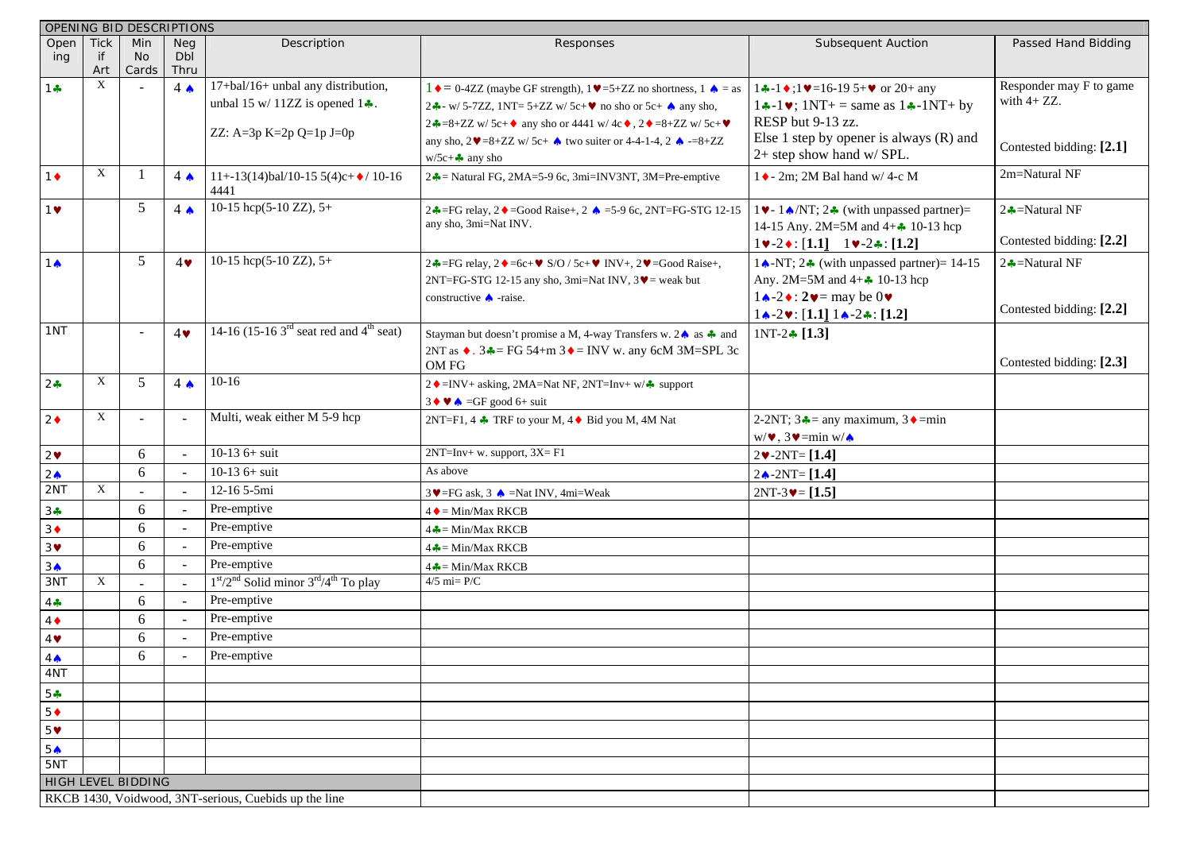| OPENING BID DESCRIPTIONS | | | | | | | |
|---|---|---|---|---|---|---|---|
| Opening | Tick if Art | Min No Cards | Neg Dbl Thru | Description | Responses | Subsequent Auction | Passed Hand Bidding |
| 1♣ | X | - | 4 ♠ | 17+bal/16+ unbal any distribution, unbal 15 w/ 11ZZ is opened 1♣. ZZ: A=3p K=2p Q=1p J=0p | 1♦= 0-4ZZ (maybe GF strength), 1♥=5+ZZ no shortness, 1 ♠ = as 2♣- w/ 5-7ZZ, 1NT= 5+ZZ w/ 5c+♥ no sho or 5c+ ♠ any sho, 2♣=8+ZZ w/ 5c+♦ any sho or 4441 w/ 4c♦, 2♦=8+ZZ w/ 5c+♥ any sho, 2♥=8+ZZ w/ 5c+ ♠ two suiter or 4-4-1-4, 2 ♠ -=8+ZZ w/5c+♣ any sho | 1♣-1♦;1♥=16-19 5+♥ or 20+ any 1♣-1♥; 1NT+ = same as 1♣-1NT+ by RESP but 9-13 zz. Else 1 step by opener is always (R) and 2+ step show hand w/ SPL. | Responder may F to game with 4+ ZZ. Contested bidding: **[2.1]** |
| 1♦ | X | 1 | 4 ♠ | 11+-13(14)bal/10-15 5(4)c+♦/ 10-16 4441 | 2♣= Natural FG, 2MA=5-9 6c, 3mi=INV3NT, 3M=Pre-emptive | 1♦- 2m; 2M Bal hand w/ 4-c M | 2m=Natural NF |
| 1♥ | | 5 | 4 ♠ | 10-15 hcp(5-10 ZZ), 5+ | 2♣=FG relay, 2♦=Good Raise+, 2 ♠ =5-9 6c, 2NT=FG-STG 12-15 any sho, 3mi=Nat INV. | 1♥- 1♠/NT; 2♣ (with unpassed partner)= 14-15 Any. 2M=5M and 4+♣ 10-13 hcp 1♥-2♦: **[1.1]** 1♥-2♣: **[1.2]** | 2♣=Natural NF Contested bidding: **[2.2]** |
| 1♠ | | 5 | 4♥ | 10-15 hcp(5-10 ZZ), 5+ | 2♣=FG relay, 2♦=6c+♥ S/O / 5c+♥ INV+, 2♥=Good Raise+, 2NT=FG-STG 12-15 any sho, 3mi=Nat INV, 3♥= weak but constructive ♠ -raise. | 1♠-NT; 2♣ (with unpassed partner)= 14-15 Any. 2M=5M and 4+♣ 10-13 hcp 1♠-2♦: 2♥= may be 0♥ 1♠-2♥: **[1.1]** 1♠-2♣: **[1.2]** | 2♣=Natural NF Contested bidding: **[2.2]** |
| 1NT | | - | 4♥ | 14-16 (15-16 3rd seat red and 4th seat) | Stayman but doesn't promise a M, 4-way Transfers w. 2♠ as ♣ and 2NT as ♦. 3♣= FG 54+m 3♦= INV w. any 6cM 3M=SPL 3c OM FG | 1NT-2♣ **[1.3]** | Contested bidding: **[2.3]** |
| 2♣ | X | 5 | 4 ♠ | 10-16 | 2♦=INV+ asking, 2MA=Nat NF, 2NT=Inv+ w/♣ support 3♦ ♥ ♠ =GF good 6+ suit | | |
| 2♦ | X | - | - | Multi, weak either M 5-9 hcp | 2NT=F1, 4 ♣ TRF to your M, 4♦ Bid you M, 4M Nat | 2-2NT; 3♣= any maximum, 3♦=min w/♥, 3♥=min w/♠ | |
| 2♥ | | 6 | - | 10-13 6+ suit | 2NT=Inv+ w. support, 3X= F1 | 2♥-2NT= **[1.4]** | |
| 2♠ | | 6 | - | 10-13 6+ suit | As above | 2♠-2NT= **[1.4]** | |
| 2NT | X | - | - | 12-16 5-5mi | 3♥=FG ask, 3 ♠ =Nat INV, 4mi=Weak | 2NT-3♥= **[1.5]** | |
| 3♣ | | 6 | - | Pre-emptive | 4♦= Min/Max RKCB | | |
| 3♦ | | 6 | - | Pre-emptive | 4♣= Min/Max RKCB | | |
| 3♥ | | 6 | - | Pre-emptive | 4♣= Min/Max RKCB | | |
| 3♠ | | 6 | - | Pre-emptive | 4♣= Min/Max RKCB | | |
| 3NT | X | - | - | 1st/2nd Solid minor 3rd/4th To play | 4/5 mi= P/C | | |
| 4♣ | | 6 | - | Pre-emptive | | | |
| 4♦ | | 6 | - | Pre-emptive | | | |
| 4♥ | | 6 | - | Pre-emptive | | | |
| 4♠ | | 6 | - | Pre-emptive | | | |
| 4NT | | | | | | | |
| 5♣ | | | | | | | |
| 5♦ | | | | | | | |
| 5♥ | | | | | | | |
| 5♠ | | | | | | | |
| 5NT | | | | | | | |

**HIGH LEVEL BIDDING**

RKCB 1430, Voidwood, 3NT-serious, Cuebids up the line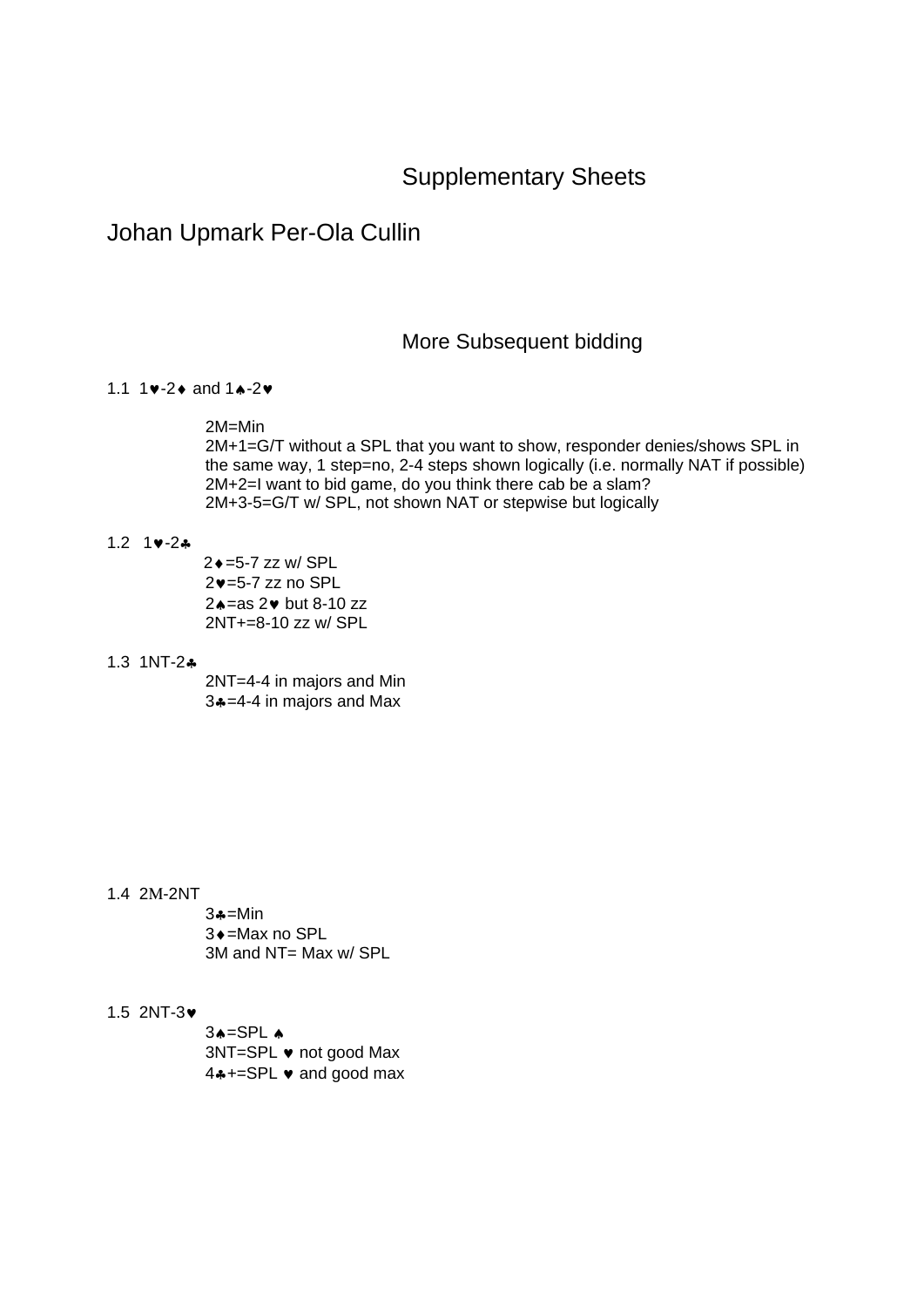# Supplementary Sheets

## Johan Upmark Per-Ola Cullin

### More Subsequent bidding

1.1 1♥-2♦ and 1♠-2♥

- 2M=Min
- 2M+1=G/T without a SPL that you want to show, responder denies/shows SPL in the same way, 1 step=no, 2-4 steps shown logically (i.e. normally NAT if possible)
- 2M+2=I want to bid game, do you think there cab be a slam?
- 2M+3-5=G/T w/ SPL, not shown NAT or stepwise but logically

1.2 1♥-2♣

- 2♦=5-7 zz w/ SPL
- 2♥=5-7 zz no SPL
- 2♠=as 2♥ but 8-10 zz
- 2NT+=8-10 zz w/ SPL

1.3 1NT-2♣

- 2NT=4-4 in majors and Min
- 3♣=4-4 in majors and Max

1.4 2M-2NT

- 3♣=Min
- 3♦=Max no SPL
- 3M and NT= Max w/ SPL

1.5 2NT-3♥

- 3♠=SPL ♠
- 3NT=SPL ♥ not good Max
- 4♣+=SPL ♥ and good max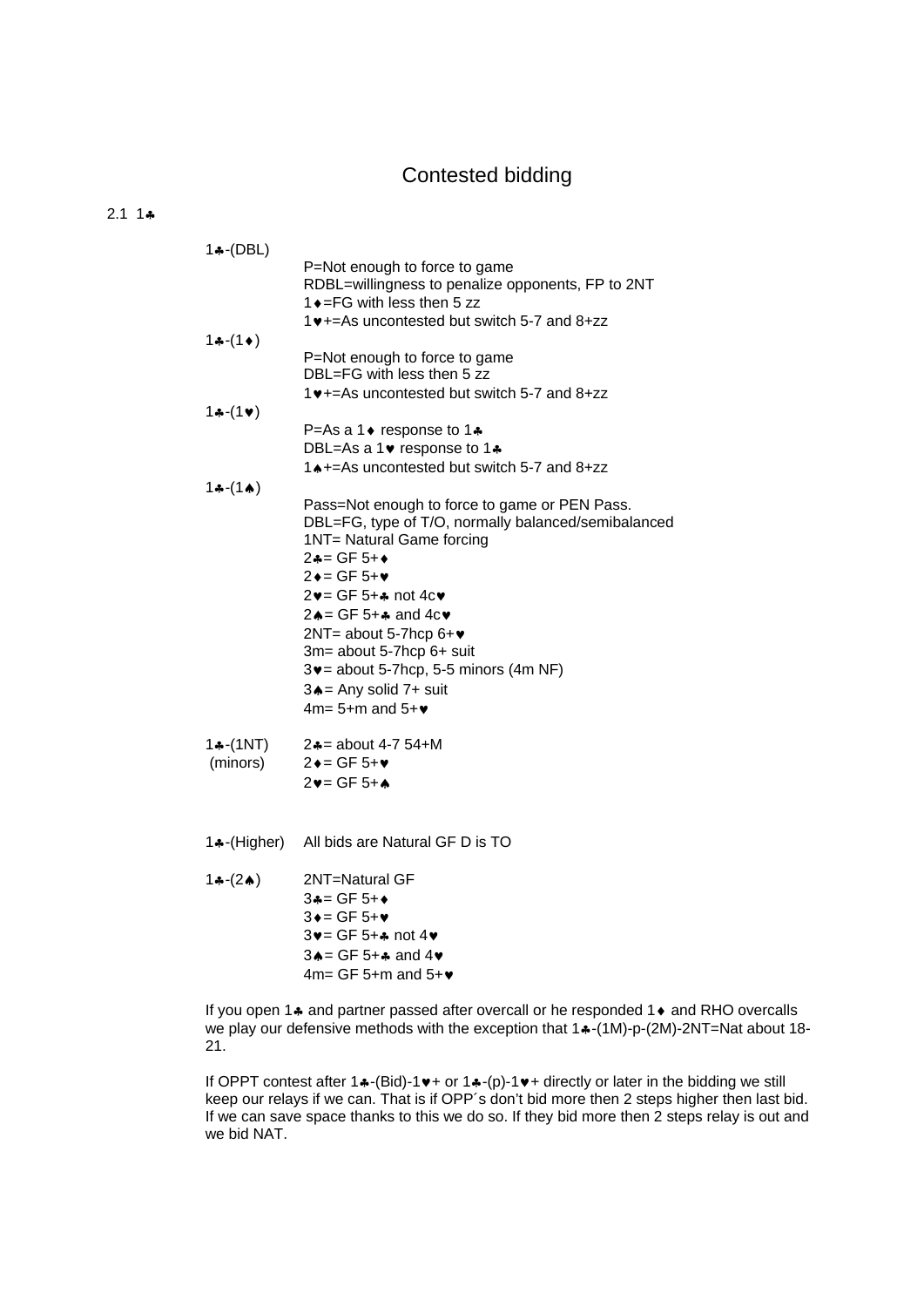# Contested bidding

## 2.1 1♣

| | |
|---|---|
| 1♣-(DBL) | P=Not enough to force to game<br>RDBL=willingness to penalize opponents, FP to 2NT<br>1♦=FG with less then 5 zz<br>1♥+=As uncontested but switch 5-7 and 8+zz |
| 1♣-(1♦) | P=Not enough to force to game<br>DBL=FG with less then 5 zz<br>1♥+=As uncontested but switch 5-7 and 8+zz |
| 1♣-(1♥) | P=As a 1♦ response to 1♣<br>DBL=As a 1♥ response to 1♣<br>1♠+=As uncontested but switch 5-7 and 8+zz |
| 1♣-(1♠) | Pass=Not enough to force to game or PEN Pass.<br>DBL=FG, type of T/O, normally balanced/semibalanced<br>1NT= Natural Game forcing<br>2♣= GF 5+♦<br>2♦= GF 5+♥<br>2♥= GF 5+♣ not 4c♥<br>2♠= GF 5+♣ and 4c♥<br>2NT= about 5-7hcp 6+♥<br>3m= about 5-7hcp 6+ suit<br>3♥= about 5-7hcp, 5-5 minors (4m NF)<br>3♠= Any solid 7+ suit<br>4m= 5+m and 5+♥ |
| 1♣-(1NT) (minors) | 2♣= about 4-7 54+M<br>2♦= GF 5+♥<br>2♥= GF 5+♠ |
| 1♣-(Higher) | All bids are Natural GF D is TO |
| 1♣-(2♠) | 2NT=Natural GF<br>3♣= GF 5+♦<br>3♦= GF 5+♥<br>3♥= GF 5+♣ not 4♥<br>3♠= GF 5+♣ and 4♥<br>4m= GF 5+m and 5+♥ |

If you open 1♣ and partner passed after overcall or he responded 1♦ and RHO overcalls we play our defensive methods with the exception that 1♣-(1M)-p-(2M)-2NT=Nat about 18-21.

If OPPT contest after 1♣-(Bid)-1♥+ or 1♣-(p)-1♥+ directly or later in the bidding we still keep our relays if we can. That is if OPP´s don't bid more then 2 steps higher then last bid. If we can save space thanks to this we do so. If they bid more then 2 steps relay is out and we bid NAT.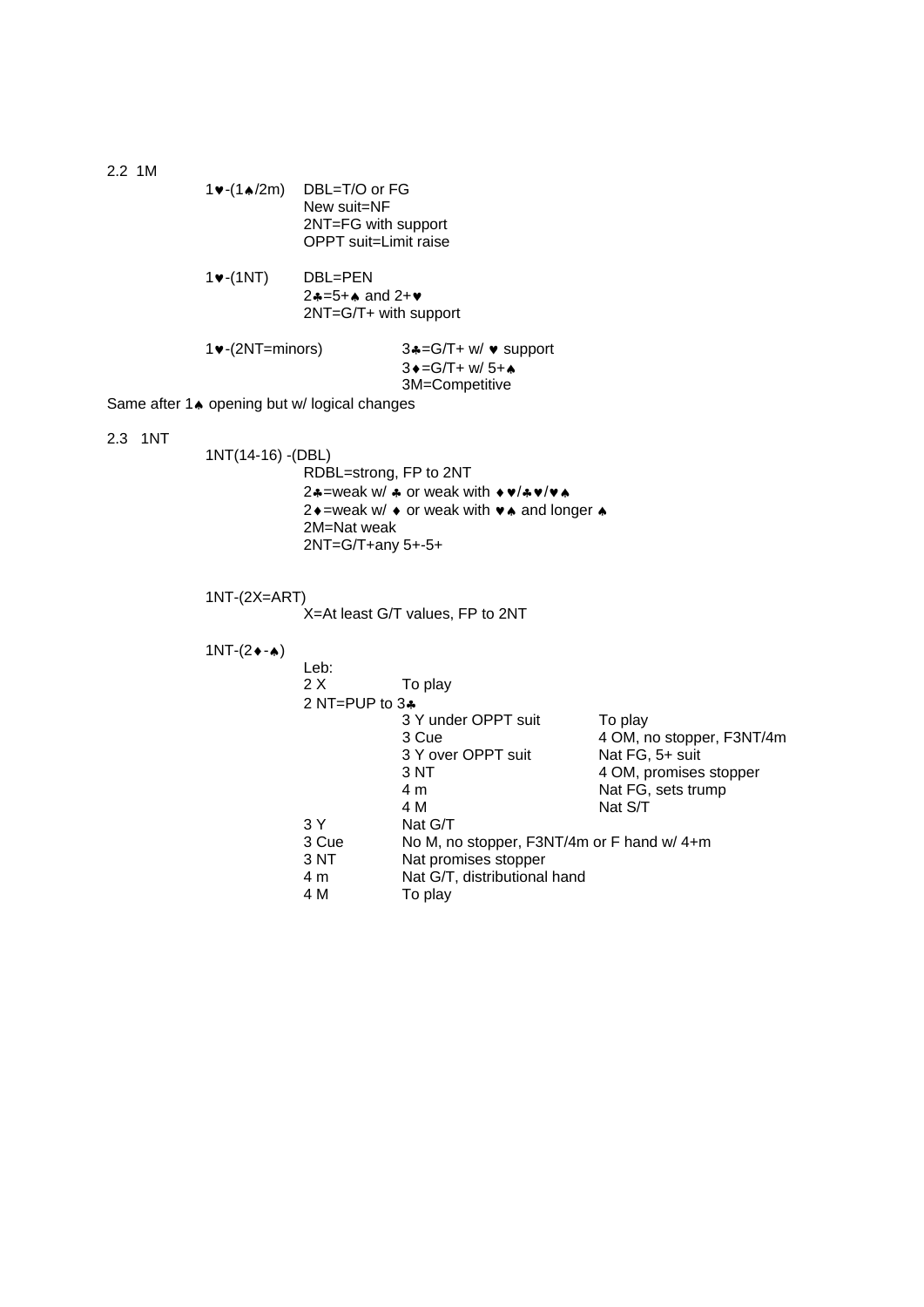## 2.2 1M

1♥-(1♠/2m)
- DBL=T/O or FG
- New suit=NF
- 2NT=FG with support
- OPPT suit=Limit raise

1♥-(1NT)
- DBL=PEN
- 2♣=5+♠ and 2+♥
- 2NT=G/T+ with support

1♥-(2NT=minors)
- 3♣=G/T+ w/ ♥ support
- 3♦=G/T+ w/ 5+♠
- 3M=Competitive

Same after 1♠ opening but w/ logical changes

## 2.3 1NT

1NT(14-16) -(DBL)
- RDBL=strong, FP to 2NT
- 2♣=weak w/ ♣ or weak with ♦♥/♣♥/♥♠
- 2♦=weak w/ ♦ or weak with ♥♠ and longer ♠
- 2M=Nat weak
- 2NT=G/T+any 5+-5+

1NT-(2X=ART)
- X=At least G/T values, FP to 2NT

1NT-(2♦-♠)

Leb:

| | | | |
|---|---|---|---|
| 2 X | To play | | |
| 2 NT=PUP to 3♣ | | | |
| | | 3 Y under OPPT suit | To play |
| | | 3 Cue | 4 OM, no stopper, F3NT/4m |
| | | 3 Y over OPPT suit | Nat FG, 5+ suit |
| | | 3 NT | 4 OM, promises stopper |
| | | 4 m | Nat FG, sets trump |
| | | 4 M | Nat S/T |
| 3 Y | Nat G/T | | |
| 3 Cue | No M, no stopper, F3NT/4m or F hand w/ 4+m | | |
| 3 NT | Nat promises stopper | | |
| 4 m | Nat G/T, distributional hand | | |
| 4 M | To play | | |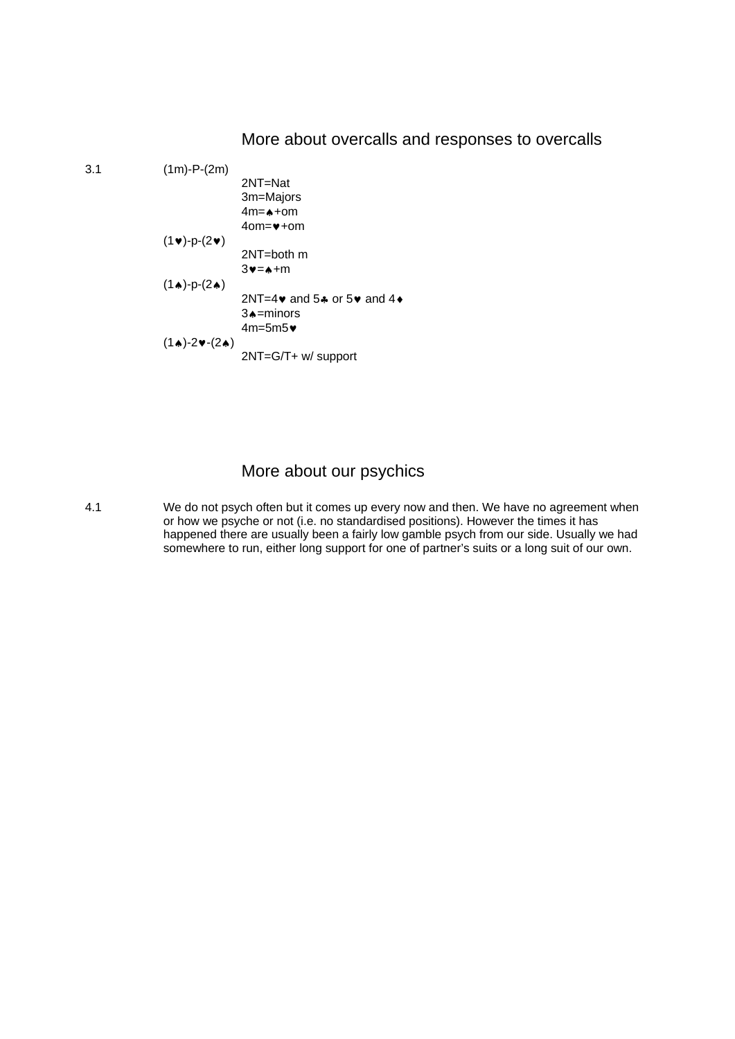## More about overcalls and responses to overcalls

3.1 (1m)-P-(2m)

- 2NT=Nat
- 3m=Majors
- 4m=♠+om
- 4om=♥+om

(1♥)-p-(2♥)

- 2NT=both m
- 3♥=♠+m

(1♠)-p-(2♠)

- 2NT=4♥ and 5♣ or 5♥ and 4♦
- 3♠=minors
- 4m=5m5♥

(1♠)-2♥-(2♠)

- 2NT=G/T+ w/ support

## More about our psychics

4.1 We do not psych often but it comes up every now and then. We have no agreement when or how we psyche or not (i.e. no standardised positions). However the times it has happened there are usually been a fairly low gamble psych from our side. Usually we had somewhere to run, either long support for one of partner's suits or a long suit of our own.